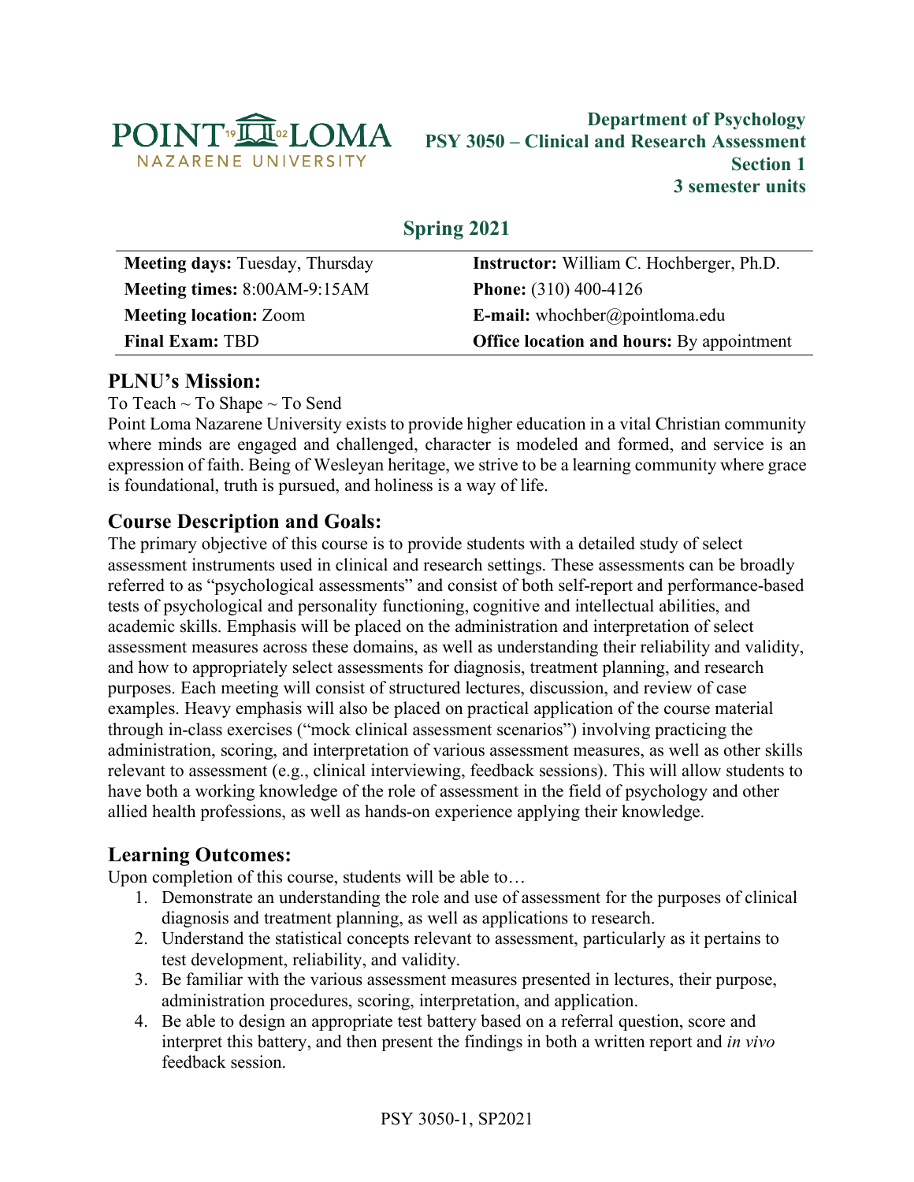**Department of Psychology**
**PSY 3050 – Clinical and Research Assessment**
**Section 1**
**3 semester units**

## Spring 2021

| | |
|---|---|
| **Meeting days:** Tuesday, Thursday | **Instructor:** William C. Hochberger, Ph.D. |
| **Meeting times:** 8:00AM-9:15AM | **Phone:** (310) 400-4126 |
| **Meeting location:** Zoom | **E-mail:** whochber@pointloma.edu |
| **Final Exam:** TBD | **Office location and hours:** By appointment |

## PLNU's Mission:

To Teach ~ To Shape ~ To Send

Point Loma Nazarene University exists to provide higher education in a vital Christian community where minds are engaged and challenged, character is modeled and formed, and service is an expression of faith. Being of Wesleyan heritage, we strive to be a learning community where grace is foundational, truth is pursued, and holiness is a way of life.

## Course Description and Goals:

The primary objective of this course is to provide students with a detailed study of select assessment instruments used in clinical and research settings. These assessments can be broadly referred to as "psychological assessments" and consist of both self-report and performance-based tests of psychological and personality functioning, cognitive and intellectual abilities, and academic skills. Emphasis will be placed on the administration and interpretation of select assessment measures across these domains, as well as understanding their reliability and validity, and how to appropriately select assessments for diagnosis, treatment planning, and research purposes. Each meeting will consist of structured lectures, discussion, and review of case examples. Heavy emphasis will also be placed on practical application of the course material through in-class exercises ("mock clinical assessment scenarios") involving practicing the administration, scoring, and interpretation of various assessment measures, as well as other skills relevant to assessment (e.g., clinical interviewing, feedback sessions). This will allow students to have both a working knowledge of the role of assessment in the field of psychology and other allied health professions, as well as hands-on experience applying their knowledge.

## Learning Outcomes:

Upon completion of this course, students will be able to…

1. Demonstrate an understanding the role and use of assessment for the purposes of clinical diagnosis and treatment planning, as well as applications to research.
2. Understand the statistical concepts relevant to assessment, particularly as it pertains to test development, reliability, and validity.
3. Be familiar with the various assessment measures presented in lectures, their purpose, administration procedures, scoring, interpretation, and application.
4. Be able to design an appropriate test battery based on a referral question, score and interpret this battery, and then present the findings in both a written report and *in vivo* feedback session.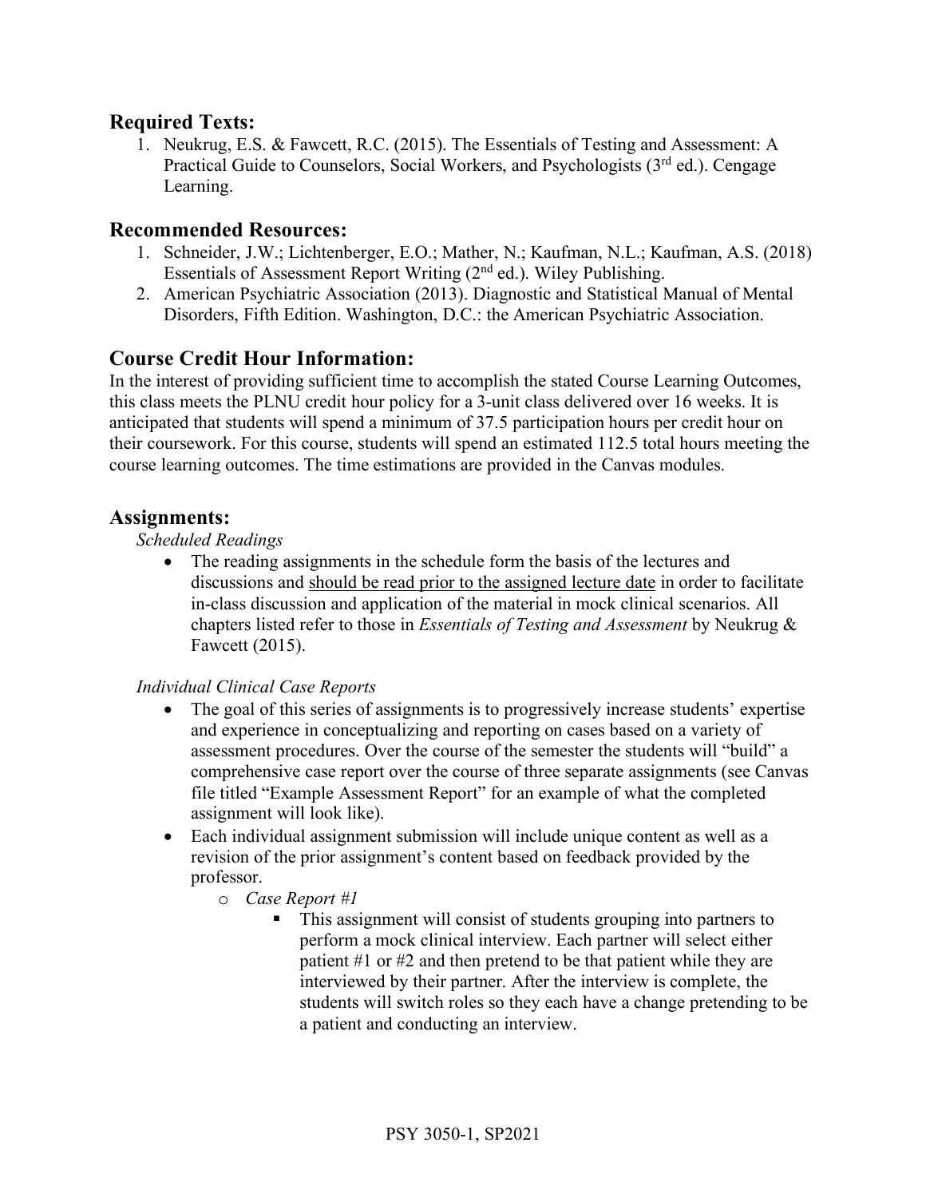## Required Texts:

1. Neukrug, E.S. & Fawcett, R.C. (2015). The Essentials of Testing and Assessment: A Practical Guide to Counselors, Social Workers, and Psychologists (3rd ed.). Cengage Learning.

## Recommended Resources:

1. Schneider, J.W.; Lichtenberger, E.O.; Mather, N.; Kaufman, N.L.; Kaufman, A.S. (2018) Essentials of Assessment Report Writing (2nd ed.). Wiley Publishing.
2. American Psychiatric Association (2013). Diagnostic and Statistical Manual of Mental Disorders, Fifth Edition. Washington, D.C.: the American Psychiatric Association.

## Course Credit Hour Information:

In the interest of providing sufficient time to accomplish the stated Course Learning Outcomes, this class meets the PLNU credit hour policy for a 3-unit class delivered over 16 weeks. It is anticipated that students will spend a minimum of 37.5 participation hours per credit hour on their coursework. For this course, students will spend an estimated 112.5 total hours meeting the course learning outcomes. The time estimations are provided in the Canvas modules.

## Assignments:

*Scheduled Readings*

- The reading assignments in the schedule form the basis of the lectures and discussions and <u>should be read prior to the assigned lecture date</u> in order to facilitate in-class discussion and application of the material in mock clinical scenarios. All chapters listed refer to those in *Essentials of Testing and Assessment* by Neukrug & Fawcett (2015).

*Individual Clinical Case Reports*

- The goal of this series of assignments is to progressively increase students' expertise and experience in conceptualizing and reporting on cases based on a variety of assessment procedures. Over the course of the semester the students will "build" a comprehensive case report over the course of three separate assignments (see Canvas file titled "Example Assessment Report" for an example of what the completed assignment will look like).
- Each individual assignment submission will include unique content as well as a revision of the prior assignment's content based on feedback provided by the professor.
  - *Case Report #1*
    - This assignment will consist of students grouping into partners to perform a mock clinical interview. Each partner will select either patient #1 or #2 and then pretend to be that patient while they are interviewed by their partner. After the interview is complete, the students will switch roles so they each have a change pretending to be a patient and conducting an interview.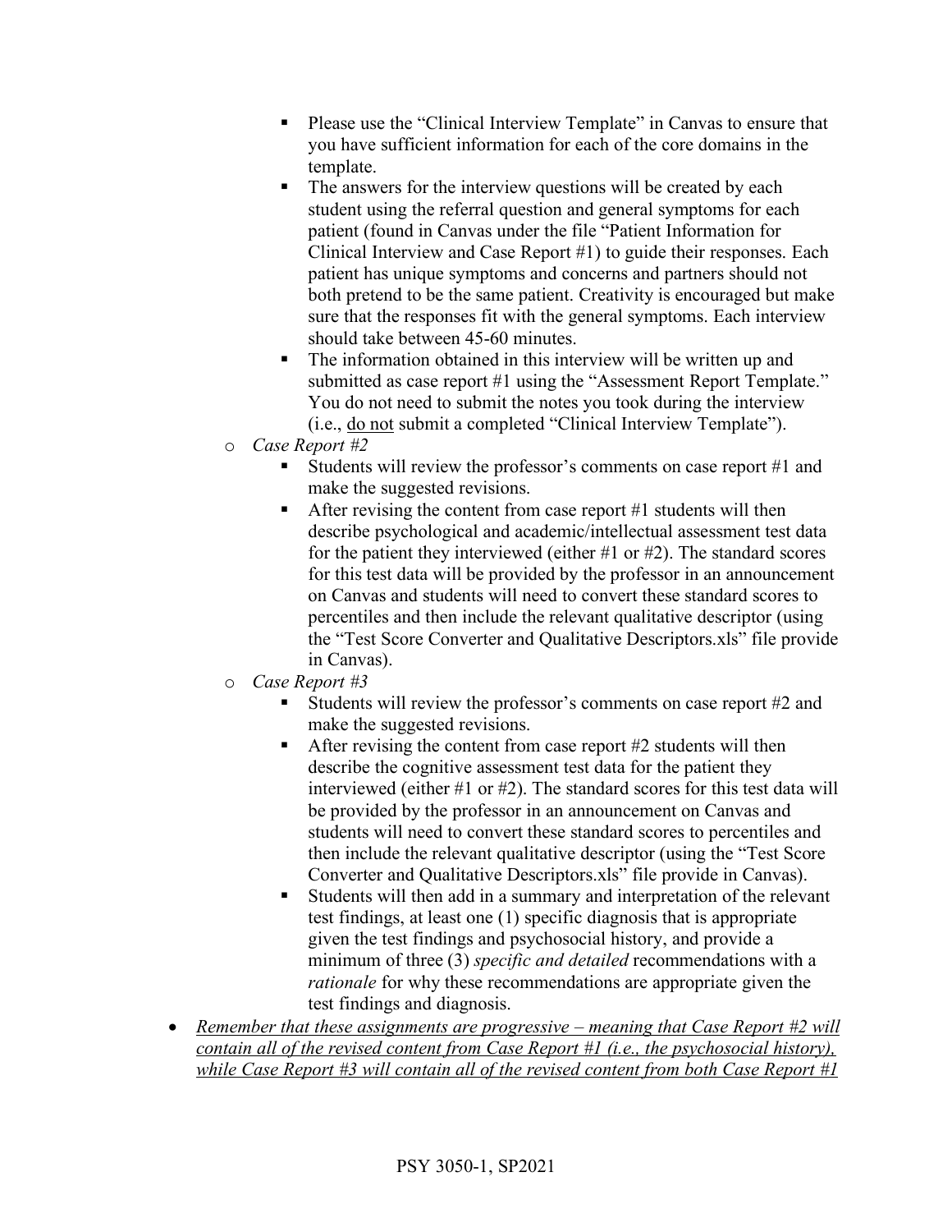- Please use the "Clinical Interview Template" in Canvas to ensure that you have sufficient information for each of the core domains in the template.
        - The answers for the interview questions will be created by each student using the referral question and general symptoms for each patient (found in Canvas under the file "Patient Information for Clinical Interview and Case Report #1) to guide their responses. Each patient has unique symptoms and concerns and partners should not both pretend to be the same patient. Creativity is encouraged but make sure that the responses fit with the general symptoms. Each interview should take between 45-60 minutes.
        - The information obtained in this interview will be written up and submitted as case report #1 using the "Assessment Report Template." You do not need to submit the notes you took during the interview (i.e., <u>do not</u> submit a completed "Clinical Interview Template").
    - *Case Report #2*
        - Students will review the professor's comments on case report #1 and make the suggested revisions.
        - After revising the content from case report #1 students will then describe psychological and academic/intellectual assessment test data for the patient they interviewed (either #1 or #2). The standard scores for this test data will be provided by the professor in an announcement on Canvas and students will need to convert these standard scores to percentiles and then include the relevant qualitative descriptor (using the "Test Score Converter and Qualitative Descriptors.xls" file provide in Canvas).
    - *Case Report #3*
        - Students will review the professor's comments on case report #2 and make the suggested revisions.
        - After revising the content from case report #2 students will then describe the cognitive assessment test data for the patient they interviewed (either #1 or #2). The standard scores for this test data will be provided by the professor in an announcement on Canvas and students will need to convert these standard scores to percentiles and then include the relevant qualitative descriptor (using the "Test Score Converter and Qualitative Descriptors.xls" file provide in Canvas).
        - Students will then add in a summary and interpretation of the relevant test findings, at least one (1) specific diagnosis that is appropriate given the test findings and psychosocial history, and provide a minimum of three (3) *specific and detailed* recommendations with a *rationale* for why these recommendations are appropriate given the test findings and diagnosis.
- <u>*Remember that these assignments are progressive – meaning that Case Report #2 will contain all of the revised content from Case Report #1 (i.e., the psychosocial history), while Case Report #3 will contain all of the revised content from both Case Report #1*</u>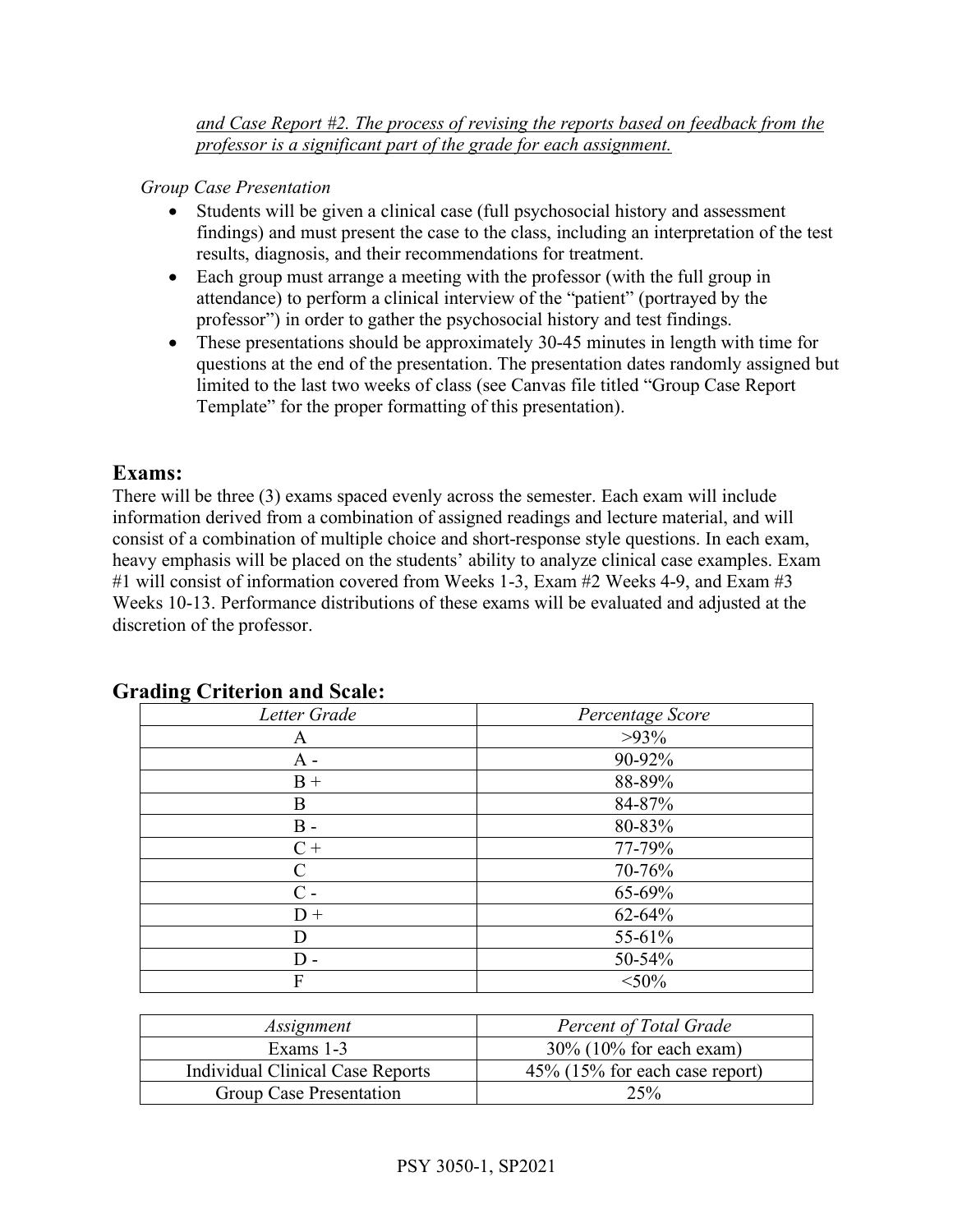*<u>and Case Report #2. The process of revising the reports based on feedback from the professor is a significant part of the grade for each assignment.</u>*

*Group Case Presentation*

- Students will be given a clinical case (full psychosocial history and assessment findings) and must present the case to the class, including an interpretation of the test results, diagnosis, and their recommendations for treatment.
- Each group must arrange a meeting with the professor (with the full group in attendance) to perform a clinical interview of the "patient" (portrayed by the professor") in order to gather the psychosocial history and test findings.
- These presentations should be approximately 30-45 minutes in length with time for questions at the end of the presentation. The presentation dates randomly assigned but limited to the last two weeks of class (see Canvas file titled "Group Case Report Template" for the proper formatting of this presentation).

## Exams:

There will be three (3) exams spaced evenly across the semester. Each exam will include information derived from a combination of assigned readings and lecture material, and will consist of a combination of multiple choice and short-response style questions. In each exam, heavy emphasis will be placed on the students' ability to analyze clinical case examples. Exam #1 will consist of information covered from Weeks 1-3, Exam #2 Weeks 4-9, and Exam #3 Weeks 10-13. Performance distributions of these exams will be evaluated and adjusted at the discretion of the professor.

## Grading Criterion and Scale:

| *Letter Grade* | *Percentage Score* |
|---|---|
| A | >93% |
| A - | 90-92% |
| B + | 88-89% |
| B | 84-87% |
| B - | 80-83% |
| C + | 77-79% |
| C | 70-76% |
| C - | 65-69% |
| D + | 62-64% |
| D | 55-61% |
| D - | 50-54% |
| F | <50% |

| *Assignment* | *Percent of Total Grade* |
|---|---|
| Exams 1-3 | 30% (10% for each exam) |
| Individual Clinical Case Reports | 45% (15% for each case report) |
| Group Case Presentation | 25% |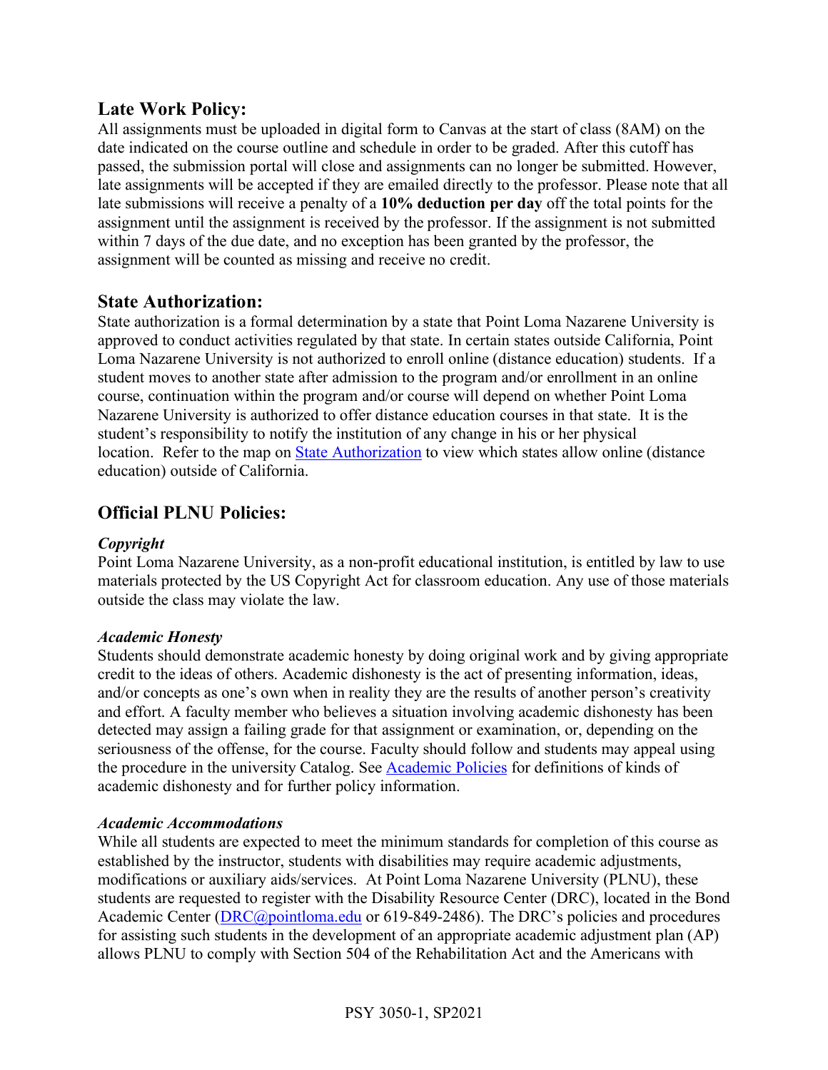## Late Work Policy:

All assignments must be uploaded in digital form to Canvas at the start of class (8AM) on the date indicated on the course outline and schedule in order to be graded. After this cutoff has passed, the submission portal will close and assignments can no longer be submitted. However, late assignments will be accepted if they are emailed directly to the professor. Please note that all late submissions will receive a penalty of a **10% deduction per day** off the total points for the assignment until the assignment is received by the professor. If the assignment is not submitted within 7 days of the due date, and no exception has been granted by the professor, the assignment will be counted as missing and receive no credit.

## State Authorization:

State authorization is a formal determination by a state that Point Loma Nazarene University is approved to conduct activities regulated by that state. In certain states outside California, Point Loma Nazarene University is not authorized to enroll online (distance education) students. If a student moves to another state after admission to the program and/or enrollment in an online course, continuation within the program and/or course will depend on whether Point Loma Nazarene University is authorized to offer distance education courses in that state. It is the student's responsibility to notify the institution of any change in his or her physical location. Refer to the map on State Authorization to view which states allow online (distance education) outside of California.

## Official PLNU Policies:

### *Copyright*

Point Loma Nazarene University, as a non-profit educational institution, is entitled by law to use materials protected by the US Copyright Act for classroom education. Any use of those materials outside the class may violate the law.

### *Academic Honesty*

Students should demonstrate academic honesty by doing original work and by giving appropriate credit to the ideas of others. Academic dishonesty is the act of presenting information, ideas, and/or concepts as one's own when in reality they are the results of another person's creativity and effort. A faculty member who believes a situation involving academic dishonesty has been detected may assign a failing grade for that assignment or examination, or, depending on the seriousness of the offense, for the course. Faculty should follow and students may appeal using the procedure in the university Catalog. See Academic Policies for definitions of kinds of academic dishonesty and for further policy information.

### *Academic Accommodations*

While all students are expected to meet the minimum standards for completion of this course as established by the instructor, students with disabilities may require academic adjustments, modifications or auxiliary aids/services. At Point Loma Nazarene University (PLNU), these students are requested to register with the Disability Resource Center (DRC), located in the Bond Academic Center (DRC@pointloma.edu or 619-849-2486). The DRC's policies and procedures for assisting such students in the development of an appropriate academic adjustment plan (AP) allows PLNU to comply with Section 504 of the Rehabilitation Act and the Americans with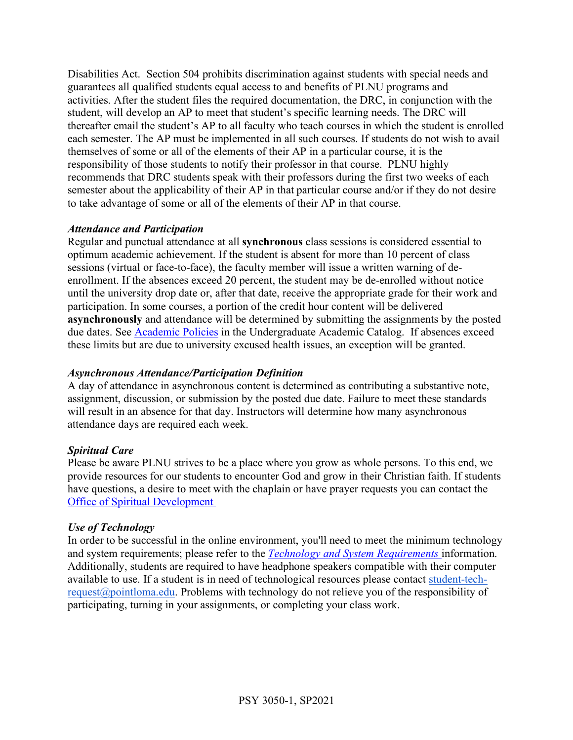Disabilities Act. Section 504 prohibits discrimination against students with special needs and guarantees all qualified students equal access to and benefits of PLNU programs and activities. After the student files the required documentation, the DRC, in conjunction with the student, will develop an AP to meet that student's specific learning needs. The DRC will thereafter email the student's AP to all faculty who teach courses in which the student is enrolled each semester. The AP must be implemented in all such courses. If students do not wish to avail themselves of some or all of the elements of their AP in a particular course, it is the responsibility of those students to notify their professor in that course. PLNU highly recommends that DRC students speak with their professors during the first two weeks of each semester about the applicability of their AP in that particular course and/or if they do not desire to take advantage of some or all of the elements of their AP in that course.

### *Attendance and Participation*

Regular and punctual attendance at all **synchronous** class sessions is considered essential to optimum academic achievement. If the student is absent for more than 10 percent of class sessions (virtual or face-to-face), the faculty member will issue a written warning of de-enrollment. If the absences exceed 20 percent, the student may be de-enrolled without notice until the university drop date or, after that date, receive the appropriate grade for their work and participation. In some courses, a portion of the credit hour content will be delivered **asynchronously** and attendance will be determined by submitting the assignments by the posted due dates. See [Academic Policies](#) in the Undergraduate Academic Catalog. If absences exceed these limits but are due to university excused health issues, an exception will be granted.

### *Asynchronous Attendance/Participation Definition*

A day of attendance in asynchronous content is determined as contributing a substantive note, assignment, discussion, or submission by the posted due date. Failure to meet these standards will result in an absence for that day. Instructors will determine how many asynchronous attendance days are required each week.

### *Spiritual Care*

Please be aware PLNU strives to be a place where you grow as whole persons. To this end, we provide resources for our students to encounter God and grow in their Christian faith. If students have questions, a desire to meet with the chaplain or have prayer requests you can contact the [Office of Spiritual Development](#)

### *Use of Technology*

In order to be successful in the online environment, you'll need to meet the minimum technology and system requirements; please refer to the [*Technology and System Requirements*](#) information. Additionally, students are required to have headphone speakers compatible with their computer available to use. If a student is in need of technological resources please contact [student-tech-request@pointloma.edu](mailto:student-tech-request@pointloma.edu). Problems with technology do not relieve you of the responsibility of participating, turning in your assignments, or completing your class work.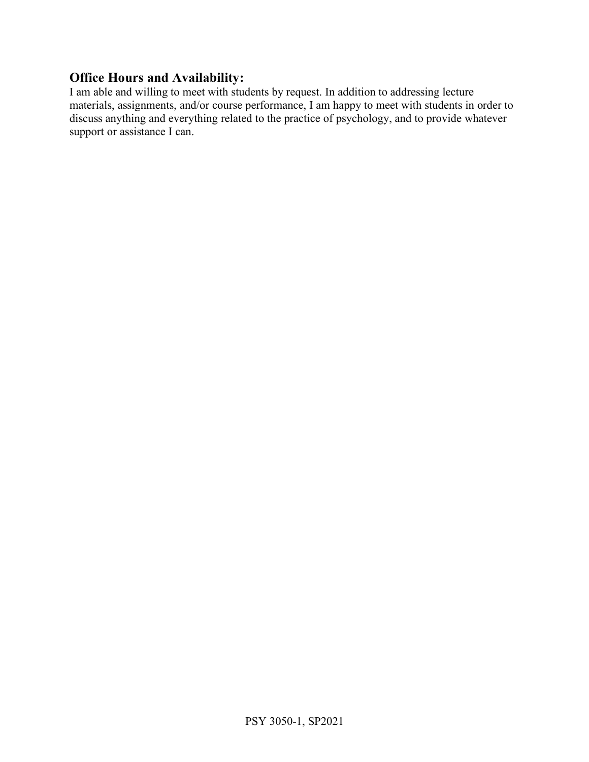## Office Hours and Availability:

I am able and willing to meet with students by request. In addition to addressing lecture materials, assignments, and/or course performance, I am happy to meet with students in order to discuss anything and everything related to the practice of psychology, and to provide whatever support or assistance I can.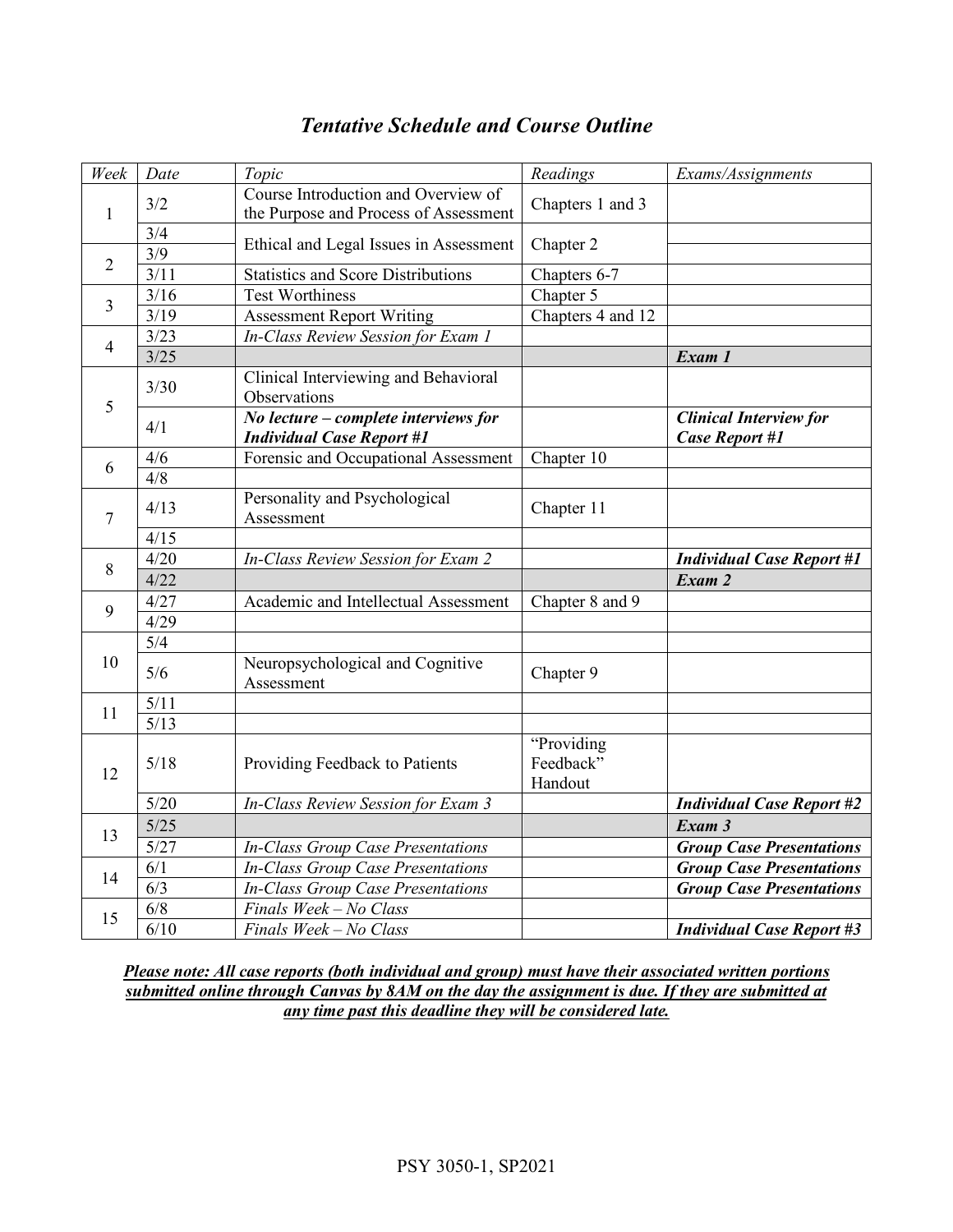## *Tentative Schedule and Course Outline*

| *Week* | *Date* | *Topic* | *Readings* | *Exams/Assignments* |
|---|---|---|---|---|
| 1 | 3/2 | Course Introduction and Overview of the Purpose and Process of Assessment | Chapters 1 and 3 | |
| | 3/4 | Ethical and Legal Issues in Assessment | Chapter 2 | |
| 2 | 3/9 | | | |
| | 3/11 | Statistics and Score Distributions | Chapters 6-7 | |
| 3 | 3/16 | Test Worthiness | Chapter 5 | |
| | 3/19 | Assessment Report Writing | Chapters 4 and 12 | |
| 4 | 3/23 | *In-Class Review Session for Exam 1* | | |
| | 3/25 | | | ***Exam 1*** |
| 5 | 3/30 | Clinical Interviewing and Behavioral Observations | | |
| | 4/1 | ***No lecture – complete interviews for Individual Case Report #1*** | | ***Clinical Interview for Case Report #1*** |
| 6 | 4/6 | Forensic and Occupational Assessment | Chapter 10 | |
| | 4/8 | | | |
| 7 | 4/13 | Personality and Psychological Assessment | Chapter 11 | |
| | 4/15 | | | |
| 8 | 4/20 | *In-Class Review Session for Exam 2* | | ***Individual Case Report #1*** |
| | 4/22 | | | ***Exam 2*** |
| 9 | 4/27 | Academic and Intellectual Assessment | Chapter 8 and 9 | |
| | 4/29 | | | |
| 10 | 5/4 | | | |
| | 5/6 | Neuropsychological and Cognitive Assessment | Chapter 9 | |
| 11 | 5/11 | | | |
| | 5/13 | | | |
| 12 | 5/18 | Providing Feedback to Patients | "Providing Feedback" Handout | |
| | 5/20 | *In-Class Review Session for Exam 3* | | ***Individual Case Report #2*** |
| 13 | 5/25 | | | ***Exam 3*** |
| | 5/27 | *In-Class Group Case Presentations* | | ***Group Case Presentations*** |
| 14 | 6/1 | *In-Class Group Case Presentations* | | ***Group Case Presentations*** |
| | 6/3 | *In-Class Group Case Presentations* | | ***Group Case Presentations*** |
| 15 | 6/8 | *Finals Week – No Class* | | |
| | 6/10 | *Finals Week – No Class* | | ***Individual Case Report #3*** |

***Please note: All case reports (both individual and group) must have their associated written portions submitted online through Canvas by 8AM on the day the assignment is due. If they are submitted at any time past this deadline they will be considered late.***

PSY 3050-1, SP2021